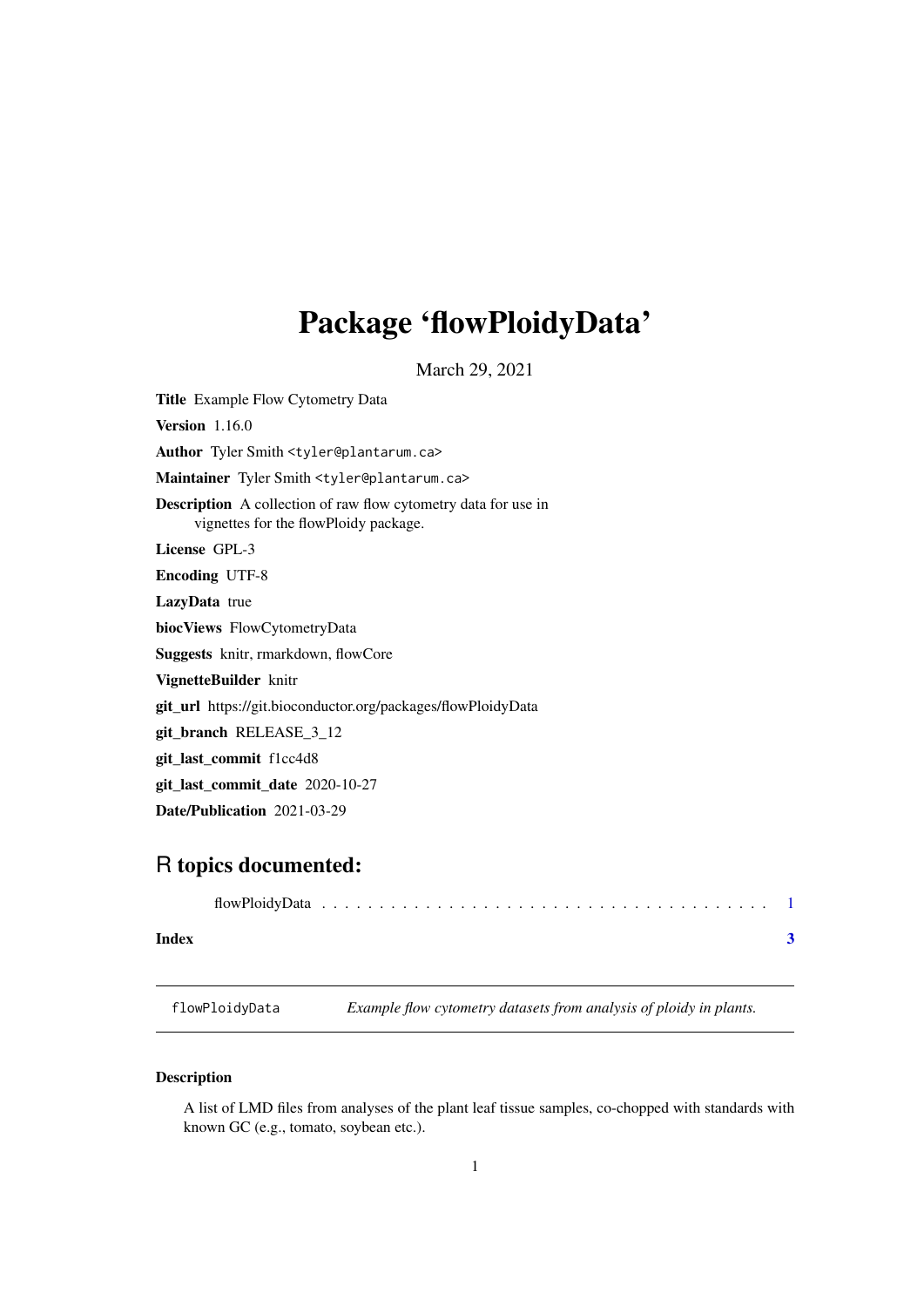# Package 'flowPloidyData'

March 29, 2021

**Title** Example Flow Cytometry Data

**Version** 1.16.0

**Author** Tyler Smith <tyler@plantarum.ca>

**Maintainer** Tyler Smith <tyler@plantarum.ca>

**Description** A collection of raw flow cytometry data for use in vignettes for the flowPloidy package.

**License** GPL-3

**Encoding** UTF-8

**LazyData** true

**biocViews** FlowCytometryData

**Suggests** knitr, rmarkdown, flowCore

**VignetteBuilder** knitr

**git_url** https://git.bioconductor.org/packages/flowPloidyData

**git_branch** RELEASE_3_12

**git_last_commit** f1cc4d8

**git_last_commit_date** 2020-10-27

**Date/Publication** 2021-03-29

## R topics documented:

flowPloidyData . . . . . . . . . . . . . . . . . . . . . . . . . . . . . . . . . . . . . . . 1

**Index** **3**

---

flowPloidyData *Example flow cytometry datasets from analysis of ploidy in plants.*

---

### Description

A list of LMD files from analyses of the plant leaf tissue samples, co-chopped with standards with known GC (e.g., tomato, soybean etc.).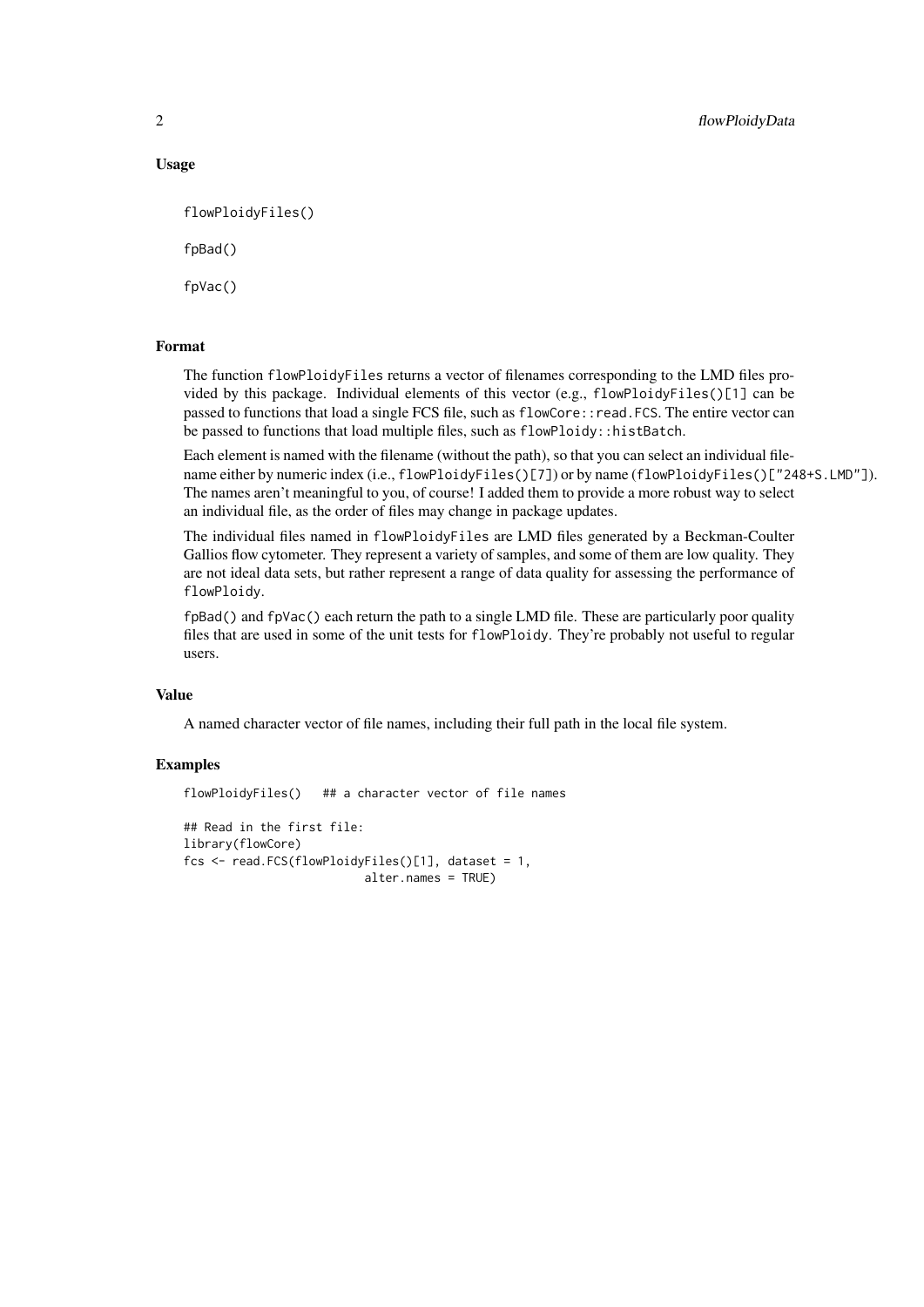## Usage

```
flowPloidyFiles()

fpBad()

fpVac()
```

## Format

The function `flowPloidyFiles` returns a vector of filenames corresponding to the LMD files provided by this package. Individual elements of this vector (e.g., `flowPloidyFiles()[1]` can be passed to functions that load a single FCS file, such as `flowCore::read.FCS`. The entire vector can be passed to functions that load multiple files, such as `flowPloidy::histBatch`.

Each element is named with the filename (without the path), so that you can select an individual filename either by numeric index (i.e., `flowPloidyFiles()[7]`) or by name (`flowPloidyFiles()["248+S.LMD"]`). The names aren't meaningful to you, of course! I added them to provide a more robust way to select an individual file, as the order of files may change in package updates.

The individual files named in `flowPloidyFiles` are LMD files generated by a Beckman-Coulter Gallios flow cytometer. They represent a variety of samples, and some of them are low quality. They are not ideal data sets, but rather represent a range of data quality for assessing the performance of `flowPloidy`.

`fpBad()` and `fpVac()` each return the path to a single LMD file. These are particularly poor quality files that are used in some of the unit tests for `flowPloidy`. They're probably not useful to regular users.

## Value

A named character vector of file names, including their full path in the local file system.

## Examples

```
flowPloidyFiles()   ## a character vector of file names

## Read in the first file:
library(flowCore)
fcs <- read.FCS(flowPloidyFiles()[1], dataset = 1,
                          alter.names = TRUE)
```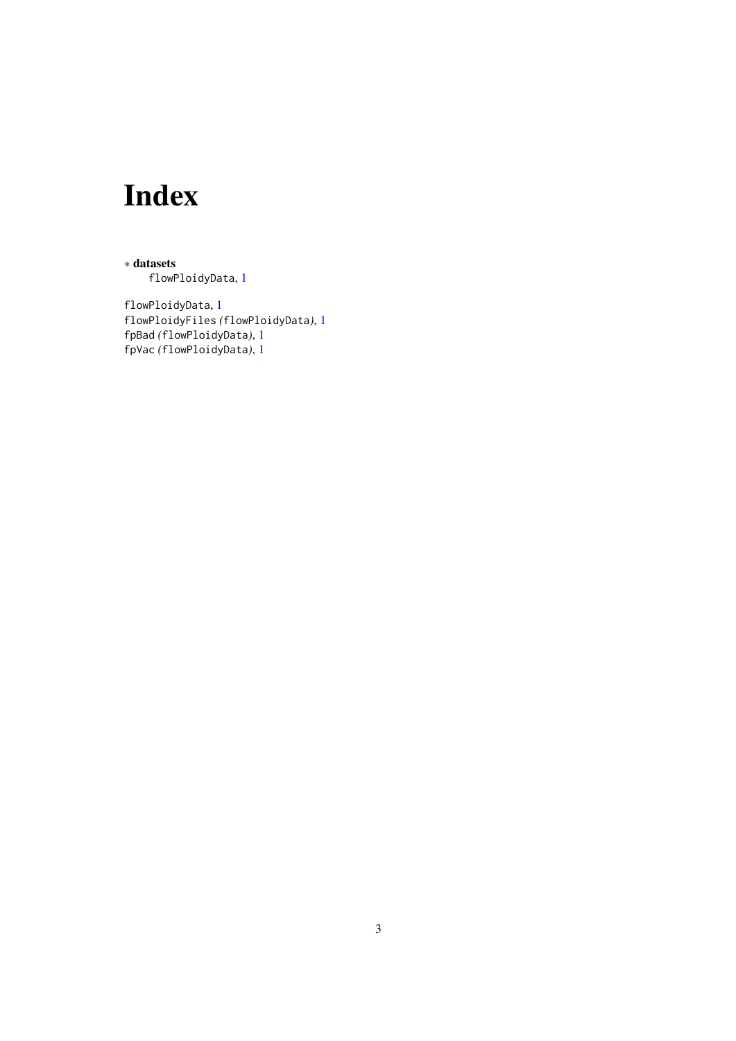# Index

∗ **datasets**

flowPloidyData, 1

flowPloidyData, 1
flowPloidyFiles *(*flowPloidyData*)*, 1
fpBad *(*flowPloidyData*)*, 1
fpVac *(*flowPloidyData*)*, 1